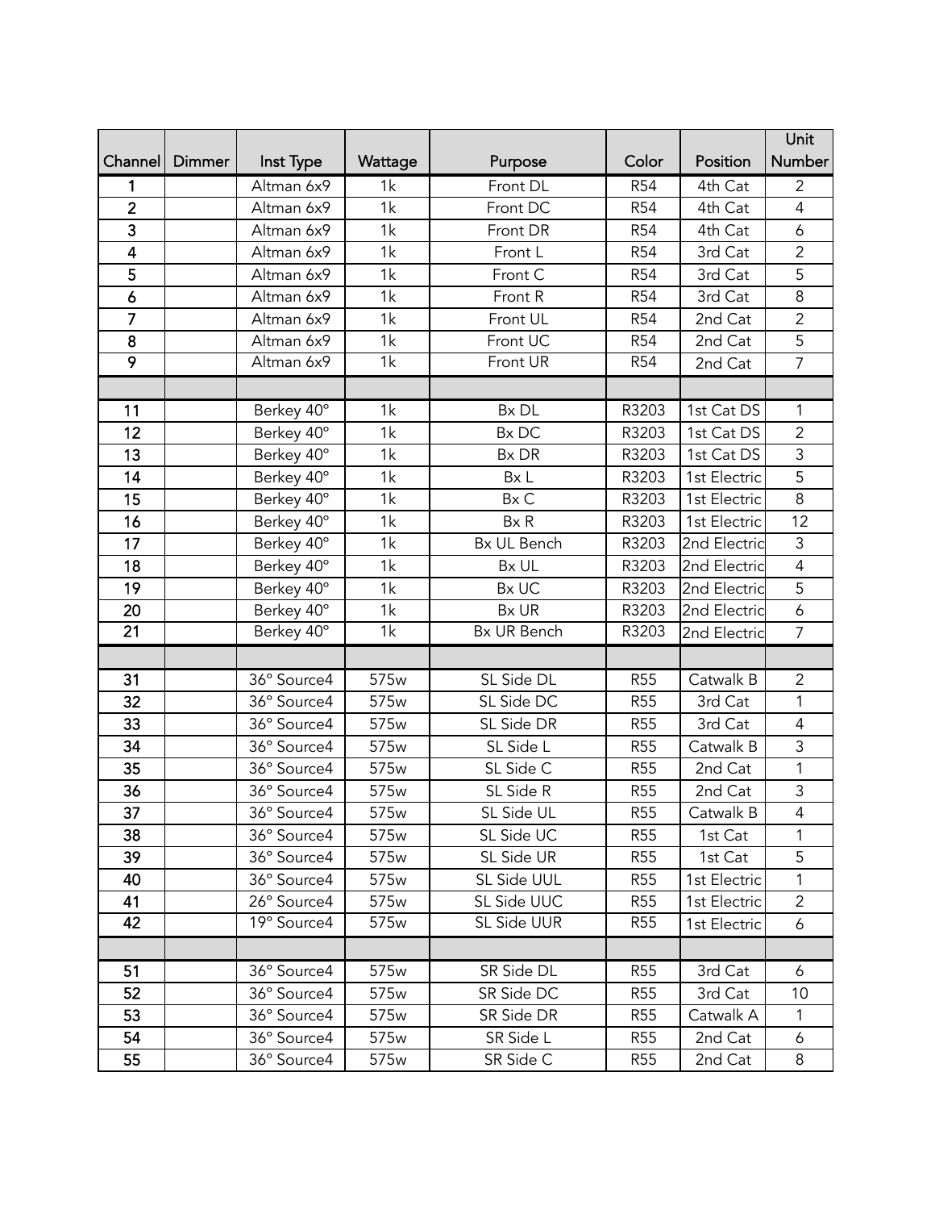| Channel | Dimmer | Inst Type | Wattage | Purpose | Color | Position | Unit Number |
|---|---|---|---|---|---|---|---|
| 1 | | Altman 6x9 | 1k | Front DL | R54 | 4th Cat | 2 |
| 2 | | Altman 6x9 | 1k | Front DC | R54 | 4th Cat | 4 |
| 3 | | Altman 6x9 | 1k | Front DR | R54 | 4th Cat | 6 |
| 4 | | Altman 6x9 | 1k | Front L | R54 | 3rd Cat | 2 |
| 5 | | Altman 6x9 | 1k | Front C | R54 | 3rd Cat | 5 |
| 6 | | Altman 6x9 | 1k | Front R | R54 | 3rd Cat | 8 |
| 7 | | Altman 6x9 | 1k | Front UL | R54 | 2nd Cat | 2 |
| 8 | | Altman 6x9 | 1k | Front UC | R54 | 2nd Cat | 5 |
| 9 | | Altman 6x9 | 1k | Front UR | R54 | 2nd Cat | 7 |
| | | | | | | | |
| 11 | | Berkey 40° | 1k | Bx DL | R3203 | 1st Cat DS | 1 |
| 12 | | Berkey 40° | 1k | Bx DC | R3203 | 1st Cat DS | 2 |
| 13 | | Berkey 40° | 1k | Bx DR | R3203 | 1st Cat DS | 3 |
| 14 | | Berkey 40° | 1k | Bx L | R3203 | 1st Electric | 5 |
| 15 | | Berkey 40° | 1k | Bx C | R3203 | 1st Electric | 8 |
| 16 | | Berkey 40° | 1k | Bx R | R3203 | 1st Electric | 12 |
| 17 | | Berkey 40° | 1k | Bx UL Bench | R3203 | 2nd Electric | 3 |
| 18 | | Berkey 40° | 1k | Bx UL | R3203 | 2nd Electric | 4 |
| 19 | | Berkey 40° | 1k | Bx UC | R3203 | 2nd Electric | 5 |
| 20 | | Berkey 40° | 1k | Bx UR | R3203 | 2nd Electric | 6 |
| 21 | | Berkey 40° | 1k | Bx UR Bench | R3203 | 2nd Electric | 7 |
| | | | | | | | |
| 31 | | 36° Source4 | 575w | SL Side DL | R55 | Catwalk B | 2 |
| 32 | | 36° Source4 | 575w | SL Side DC | R55 | 3rd Cat | 1 |
| 33 | | 36° Source4 | 575w | SL Side DR | R55 | 3rd Cat | 4 |
| 34 | | 36° Source4 | 575w | SL Side L | R55 | Catwalk B | 3 |
| 35 | | 36° Source4 | 575w | SL Side C | R55 | 2nd Cat | 1 |
| 36 | | 36° Source4 | 575w | SL Side R | R55 | 2nd Cat | 3 |
| 37 | | 36° Source4 | 575w | SL Side UL | R55 | Catwalk B | 4 |
| 38 | | 36° Source4 | 575w | SL Side UC | R55 | 1st Cat | 1 |
| 39 | | 36° Source4 | 575w | SL Side UR | R55 | 1st Cat | 5 |
| 40 | | 36° Source4 | 575w | SL Side UUL | R55 | 1st Electric | 1 |
| 41 | | 26° Source4 | 575w | SL Side UUC | R55 | 1st Electric | 2 |
| 42 | | 19° Source4 | 575w | SL Side UUR | R55 | 1st Electric | 6 |
| | | | | | | | |
| 51 | | 36° Source4 | 575w | SR Side DL | R55 | 3rd Cat | 6 |
| 52 | | 36° Source4 | 575w | SR Side DC | R55 | 3rd Cat | 10 |
| 53 | | 36° Source4 | 575w | SR Side DR | R55 | Catwalk A | 1 |
| 54 | | 36° Source4 | 575w | SR Side L | R55 | 2nd Cat | 6 |
| 55 | | 36° Source4 | 575w | SR Side C | R55 | 2nd Cat | 8 |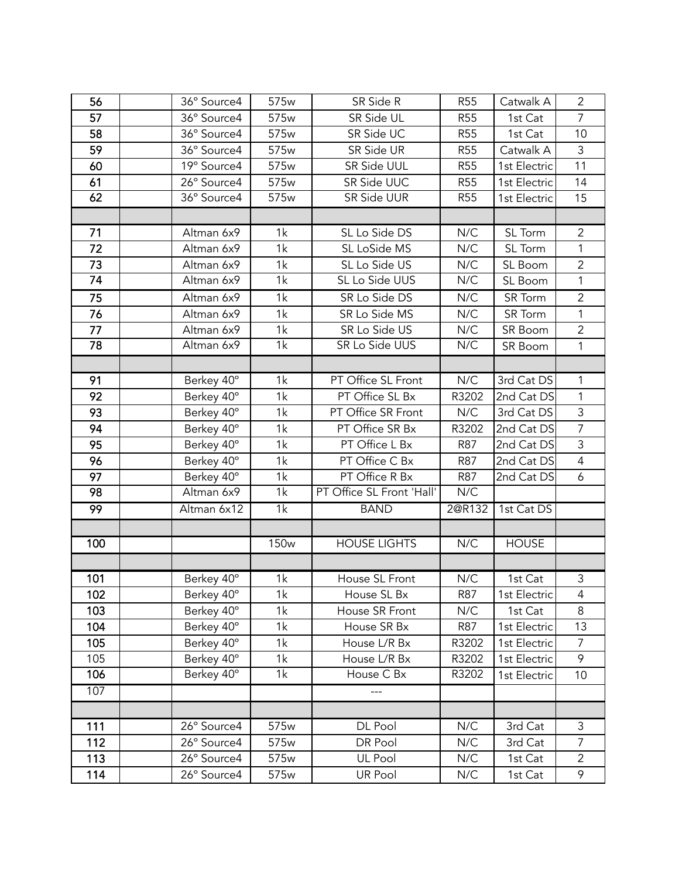| 56 | | 36° Source4 | 575w | SR Side R | R55 | Catwalk A | 2 |
|---|---|---|---|---|---|---|---|
| 57 | | 36° Source4 | 575w | SR Side UL | R55 | 1st Cat | 7 |
| 58 | | 36° Source4 | 575w | SR Side UC | R55 | 1st Cat | 10 |
| 59 | | 36° Source4 | 575w | SR Side UR | R55 | Catwalk A | 3 |
| 60 | | 19° Source4 | 575w | SR Side UUL | R55 | 1st Electric | 11 |
| 61 | | 26° Source4 | 575w | SR Side UUC | R55 | 1st Electric | 14 |
| 62 | | 36° Source4 | 575w | SR Side UUR | R55 | 1st Electric | 15 |
| | | | | | | | |
| 71 | | Altman 6x9 | 1k | SL Lo Side DS | N/C | SL Torm | 2 |
| 72 | | Altman 6x9 | 1k | SL LoSide MS | N/C | SL Torm | 1 |
| 73 | | Altman 6x9 | 1k | SL Lo Side US | N/C | SL Boom | 2 |
| 74 | | Altman 6x9 | 1k | SL Lo Side UUS | N/C | SL Boom | 1 |
| 75 | | Altman 6x9 | 1k | SR Lo Side DS | N/C | SR Torm | 2 |
| 76 | | Altman 6x9 | 1k | SR Lo Side MS | N/C | SR Torm | 1 |
| 77 | | Altman 6x9 | 1k | SR Lo Side US | N/C | SR Boom | 2 |
| 78 | | Altman 6x9 | 1k | SR Lo Side UUS | N/C | SR Boom | 1 |
| | | | | | | | |
| 91 | | Berkey 40° | 1k | PT Office SL Front | N/C | 3rd Cat DS | 1 |
| 92 | | Berkey 40° | 1k | PT Office SL Bx | R3202 | 2nd Cat DS | 1 |
| 93 | | Berkey 40° | 1k | PT Office SR Front | N/C | 3rd Cat DS | 3 |
| 94 | | Berkey 40° | 1k | PT Office SR Bx | R3202 | 2nd Cat DS | 7 |
| 95 | | Berkey 40° | 1k | PT Office L Bx | R87 | 2nd Cat DS | 3 |
| 96 | | Berkey 40° | 1k | PT Office C Bx | R87 | 2nd Cat DS | 4 |
| 97 | | Berkey 40° | 1k | PT Office R Bx | R87 | 2nd Cat DS | 6 |
| 98 | | Altman 6x9 | 1k | PT Office SL Front 'Hall' | N/C | | |
| 99 | | Altman 6x12 | 1k | BAND | 2@R132 | 1st Cat DS | |
| | | | | | | | |
| 100 | | | 150w | HOUSE LIGHTS | N/C | HOUSE | |
| | | | | | | | |
| 101 | | Berkey 40° | 1k | House SL Front | N/C | 1st Cat | 3 |
| 102 | | Berkey 40° | 1k | House SL Bx | R87 | 1st Electric | 4 |
| 103 | | Berkey 40° | 1k | House SR Front | N/C | 1st Cat | 8 |
| 104 | | Berkey 40° | 1k | House SR Bx | R87 | 1st Electric | 13 |
| 105 | | Berkey 40° | 1k | House L/R Bx | R3202 | 1st Electric | 7 |
| 105 | | Berkey 40° | 1k | House L/R Bx | R3202 | 1st Electric | 9 |
| 106 | | Berkey 40° | 1k | House C Bx | R3202 | 1st Electric | 10 |
| 107 | | | | --- | | | |
| | | | | | | | |
| 111 | | 26° Source4 | 575w | DL Pool | N/C | 3rd Cat | 3 |
| 112 | | 26° Source4 | 575w | DR Pool | N/C | 3rd Cat | 7 |
| 113 | | 26° Source4 | 575w | UL Pool | N/C | 1st Cat | 2 |
| 114 | | 26° Source4 | 575w | UR Pool | N/C | 1st Cat | 9 |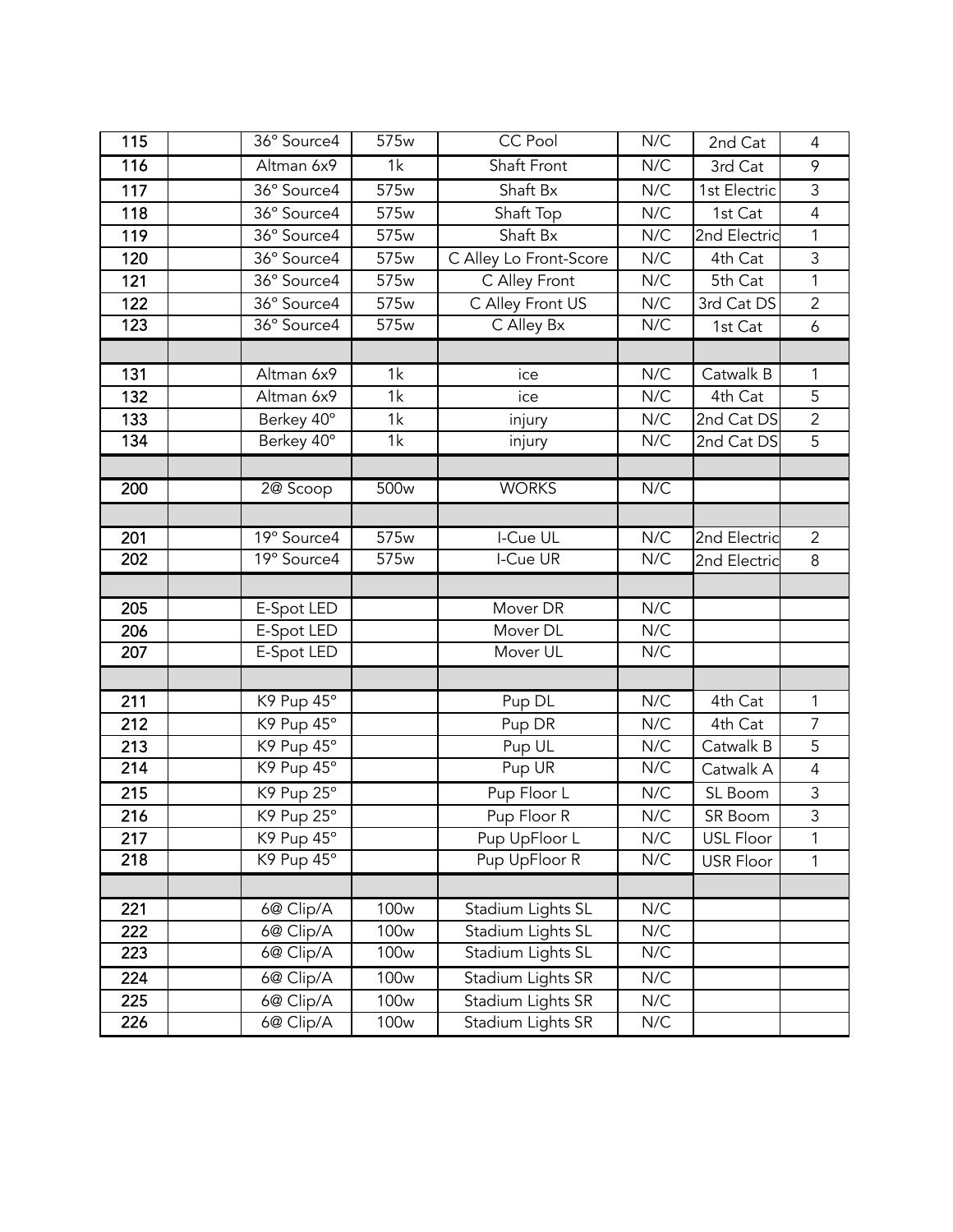| 115 | | 36° Source4 | 575w | CC Pool | N/C | 2nd Cat | 4 |
|---|---|---|---|---|---|---|---|
| 116 | | Altman 6x9 | 1k | Shaft Front | N/C | 3rd Cat | 9 |
| 117 | | 36° Source4 | 575w | Shaft Bx | N/C | 1st Electric | 3 |
| 118 | | 36° Source4 | 575w | Shaft Top | N/C | 1st Cat | 4 |
| 119 | | 36° Source4 | 575w | Shaft Bx | N/C | 2nd Electric | 1 |
| 120 | | 36° Source4 | 575w | C Alley Lo Front-Score | N/C | 4th Cat | 3 |
| 121 | | 36° Source4 | 575w | C Alley Front | N/C | 5th Cat | 1 |
| 122 | | 36° Source4 | 575w | C Alley Front US | N/C | 3rd Cat DS | 2 |
| 123 | | 36° Source4 | 575w | C Alley Bx | N/C | 1st Cat | 6 |
| | | | | | | | |
| 131 | | Altman 6x9 | 1k | ice | N/C | Catwalk B | 1 |
| 132 | | Altman 6x9 | 1k | ice | N/C | 4th Cat | 5 |
| 133 | | Berkey 40° | 1k | injury | N/C | 2nd Cat DS | 2 |
| 134 | | Berkey 40° | 1k | injury | N/C | 2nd Cat DS | 5 |
| | | | | | | | |
| 200 | | 2@ Scoop | 500w | WORKS | N/C | | |
| | | | | | | | |
| 201 | | 19° Source4 | 575w | I-Cue UL | N/C | 2nd Electric | 2 |
| 202 | | 19° Source4 | 575w | I-Cue UR | N/C | 2nd Electric | 8 |
| | | | | | | | |
| 205 | | E-Spot LED | | Mover DR | N/C | | |
| 206 | | E-Spot LED | | Mover DL | N/C | | |
| 207 | | E-Spot LED | | Mover UL | N/C | | |
| | | | | | | | |
| 211 | | K9 Pup 45° | | Pup DL | N/C | 4th Cat | 1 |
| 212 | | K9 Pup 45° | | Pup DR | N/C | 4th Cat | 7 |
| 213 | | K9 Pup 45° | | Pup UL | N/C | Catwalk B | 5 |
| 214 | | K9 Pup 45° | | Pup UR | N/C | Catwalk A | 4 |
| 215 | | K9 Pup 25° | | Pup Floor L | N/C | SL Boom | 3 |
| 216 | | K9 Pup 25° | | Pup Floor R | N/C | SR Boom | 3 |
| 217 | | K9 Pup 45° | | Pup UpFloor L | N/C | USL Floor | 1 |
| 218 | | K9 Pup 45° | | Pup UpFloor R | N/C | USR Floor | 1 |
| | | | | | | | |
| 221 | | 6@ Clip/A | 100w | Stadium Lights SL | N/C | | |
| 222 | | 6@ Clip/A | 100w | Stadium Lights SL | N/C | | |
| 223 | | 6@ Clip/A | 100w | Stadium Lights SL | N/C | | |
| 224 | | 6@ Clip/A | 100w | Stadium Lights SR | N/C | | |
| 225 | | 6@ Clip/A | 100w | Stadium Lights SR | N/C | | |
| 226 | | 6@ Clip/A | 100w | Stadium Lights SR | N/C | | |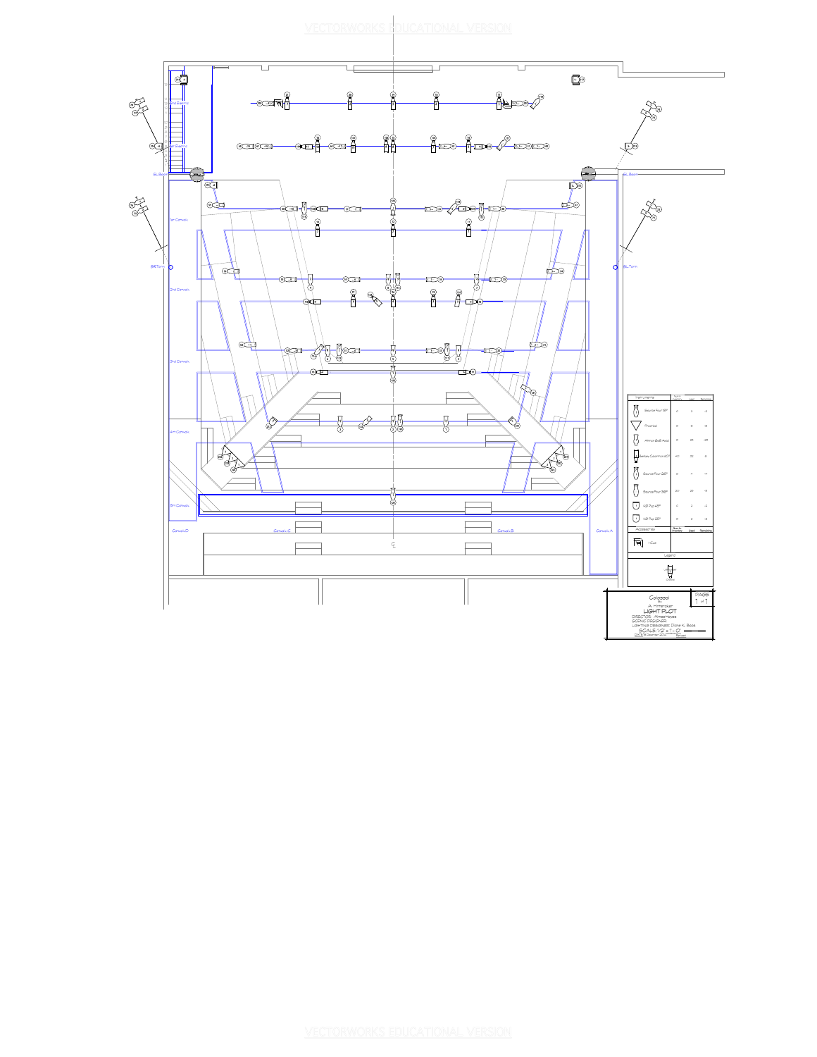VECTORWORKS EDUCATIONAL VERSION

| Instruments | Num in Inventory | Used | Remaining |
| --- | --- | --- | --- |
| Source Four 19° | 0 | 2 | -2 |
| Practical | 0 | 6 | -6 |
| Altman 6x9 Axial | 0 | 25 | -25 |
| Selecon Courier 40° | 40 | 32 | 8 |
| Source Four 26° | 0 | 4 | -4 |
| Source Four 36° | 20 | 25 | -5 |
| 4.5" Par 45° | 0 | 2 | -2 |
| 4.5" Par 25° | 0 | 2 | -2 |

| Accessories | Num in Inventory | Used | Remaining |
| --- | --- | --- | --- |
| I-Cue | | | |

Legend

Colossal
By
A. Hirtenboer
LIGHT PLOT
DIRECTOR: Almeehouse
SCENIC DESIGNER:
LIGHTING DESIGNER: Diane K. Beck
SCALE 1/2" = 1'-0"

PAGE 1 of 1

VECTORWORKS EDUCATIONAL VERSION